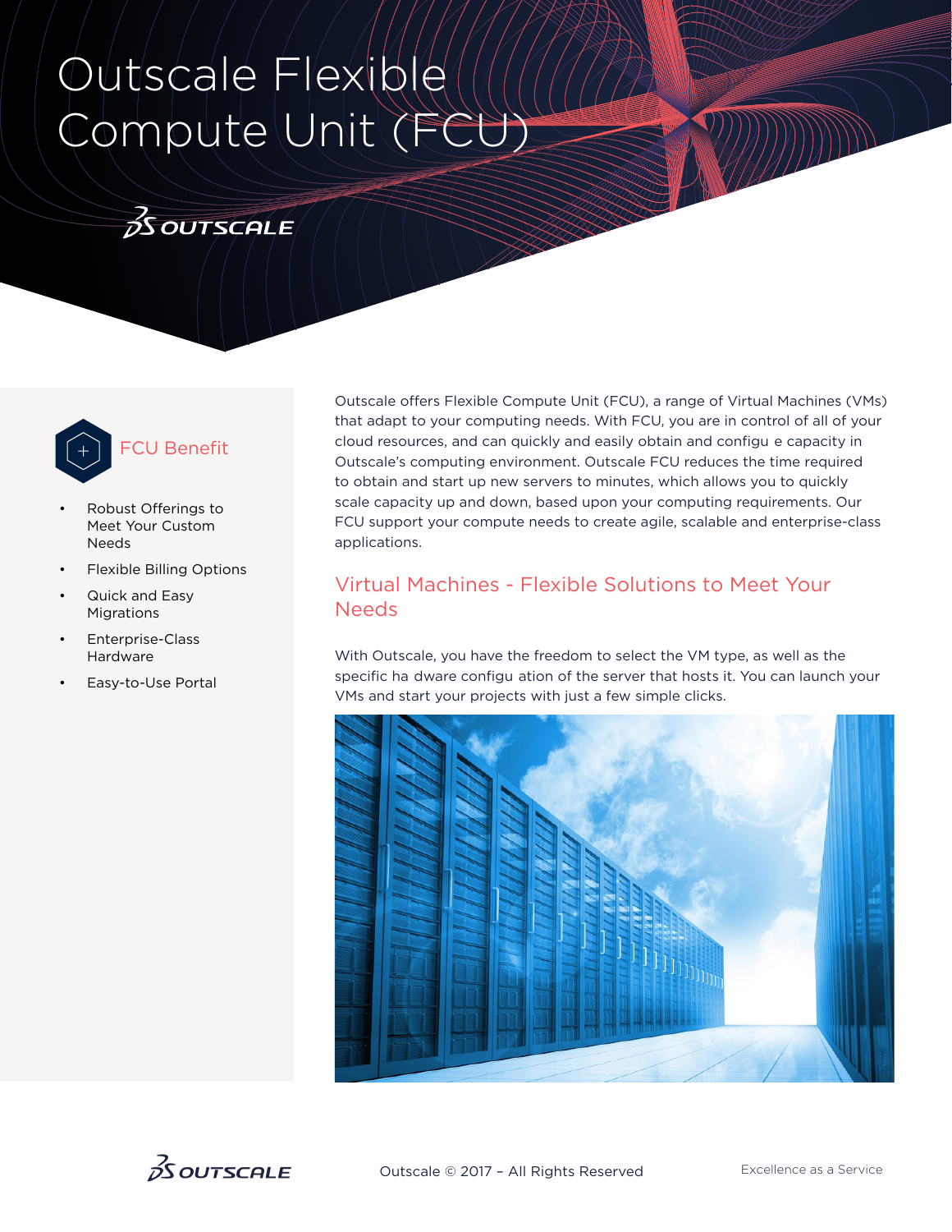# Outscale Flexible Compute Unit (FCU)

## FCU Benefit

- Robust Offerings to Meet Your Custom Needs
- Flexible Billing Options
- Quick and Easy Migrations
- Enterprise-Class Hardware
- Easy-to-Use Portal

Outscale offers Flexible Compute Unit (FCU), a range of Virtual Machines (VMs) that adapt to your computing needs. With FCU, you are in control of all of your cloud resources, and can quickly and easily obtain and configu e capacity in Outscale's computing environment. Outscale FCU reduces the time required to obtain and start up new servers to minutes, which allows you to quickly scale capacity up and down, based upon your computing requirements. Our FCU support your compute needs to create agile, scalable and enterprise-class applications.

## Virtual Machines - Flexible Solutions to Meet Your Needs

With Outscale, you have the freedom to select the VM type, as well as the specific ha dware configu ation of the server that hosts it. You can launch your VMs and start your projects with just a few simple clicks.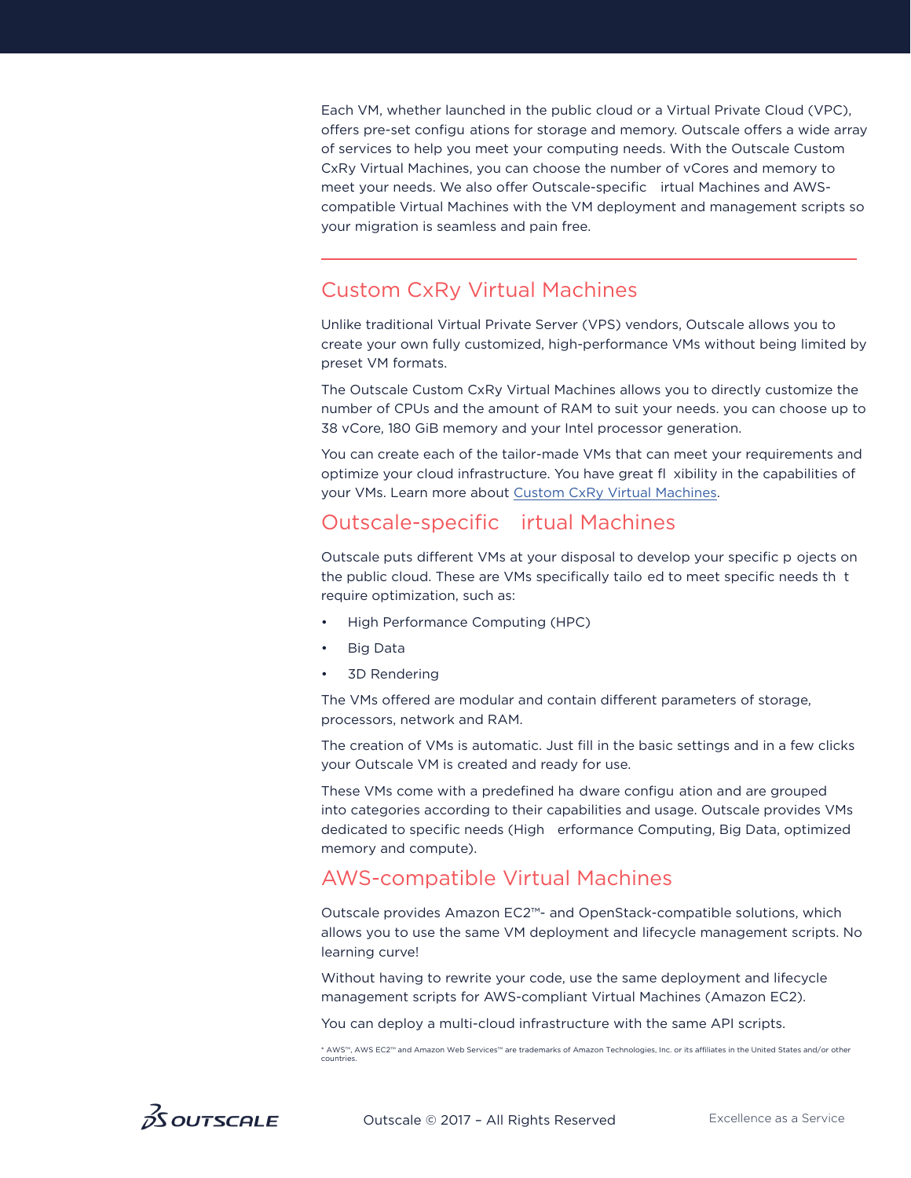Each VM, whether launched in the public cloud or a Virtual Private Cloud (VPC), offers pre-set configu ations for storage and memory. Outscale offers a wide array of services to help you meet your computing needs. With the Outscale Custom CxRy Virtual Machines, you can choose the number of vCores and memory to meet your needs. We also offer Outscale-specific irtual Machines and AWS-compatible Virtual Machines with the VM deployment and management scripts so your migration is seamless and pain free.

## Custom CxRy Virtual Machines

Unlike traditional Virtual Private Server (VPS) vendors, Outscale allows you to create your own fully customized, high-performance VMs without being limited by preset VM formats.

The Outscale Custom CxRy Virtual Machines allows you to directly customize the number of CPUs and the amount of RAM to suit your needs. you can choose up to 38 vCore, 180 GiB memory and your Intel processor generation.

You can create each of the tailor-made VMs that can meet your requirements and optimize your cloud infrastructure. You have great fl xibility in the capabilities of your VMs. Learn more about Custom CxRy Virtual Machines.

## Outscale-specific irtual Machines

Outscale puts different VMs at your disposal to develop your specific p ojects on the public cloud. These are VMs specifically tailo ed to meet specific needs th t require optimization, such as:

- High Performance Computing (HPC)
- Big Data
- 3D Rendering

The VMs offered are modular and contain different parameters of storage, processors, network and RAM.

The creation of VMs is automatic. Just fill in the basic settings and in a few clicks your Outscale VM is created and ready for use.

These VMs come with a predefined ha dware configu ation and are grouped into categories according to their capabilities and usage. Outscale provides VMs dedicated to specific needs (High erformance Computing, Big Data, optimized memory and compute).

## AWS-compatible Virtual Machines

Outscale provides Amazon EC2™- and OpenStack-compatible solutions, which allows you to use the same VM deployment and lifecycle management scripts. No learning curve!

Without having to rewrite your code, use the same deployment and lifecycle management scripts for AWS-compliant Virtual Machines (Amazon EC2).

You can deploy a multi-cloud infrastructure with the same API scripts.

* AWS™, AWS EC2™ and Amazon Web Services™ are trademarks of Amazon Technologies, Inc. or its affiliates in the United States and/or other countries.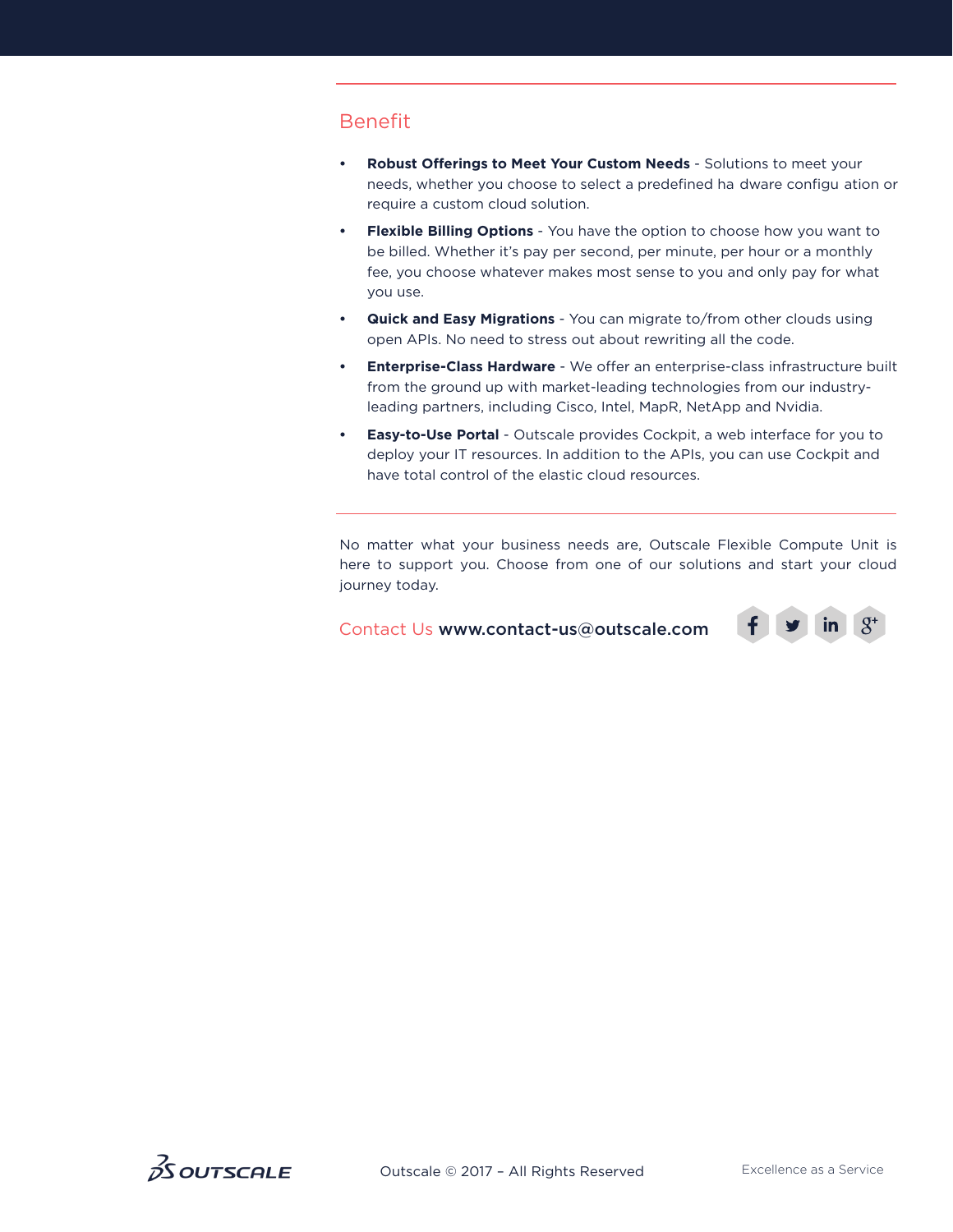## Benefit

- **Robust Offerings to Meet Your Custom Needs** - Solutions to meet your needs, whether you choose to select a predefined ha dware configu ation or require a custom cloud solution.
- **Flexible Billing Options** - You have the option to choose how you want to be billed. Whether it's pay per second, per minute, per hour or a monthly fee, you choose whatever makes most sense to you and only pay for what you use.
- **Quick and Easy Migrations** - You can migrate to/from other clouds using open APIs. No need to stress out about rewriting all the code.
- **Enterprise-Class Hardware** - We offer an enterprise-class infrastructure built from the ground up with market-leading technologies from our industry-leading partners, including Cisco, Intel, MapR, NetApp and Nvidia.
- **Easy-to-Use Portal** - Outscale provides Cockpit, a web interface for you to deploy your IT resources. In addition to the APIs, you can use Cockpit and have total control of the elastic cloud resources.

---

No matter what your business needs are, Outscale Flexible Compute Unit is here to support you. Choose from one of our solutions and start your cloud journey today.

Contact Us **www.contact-us@outscale.com**

Outscale © 2017 – All Rights Reserved

Excellence as a Service